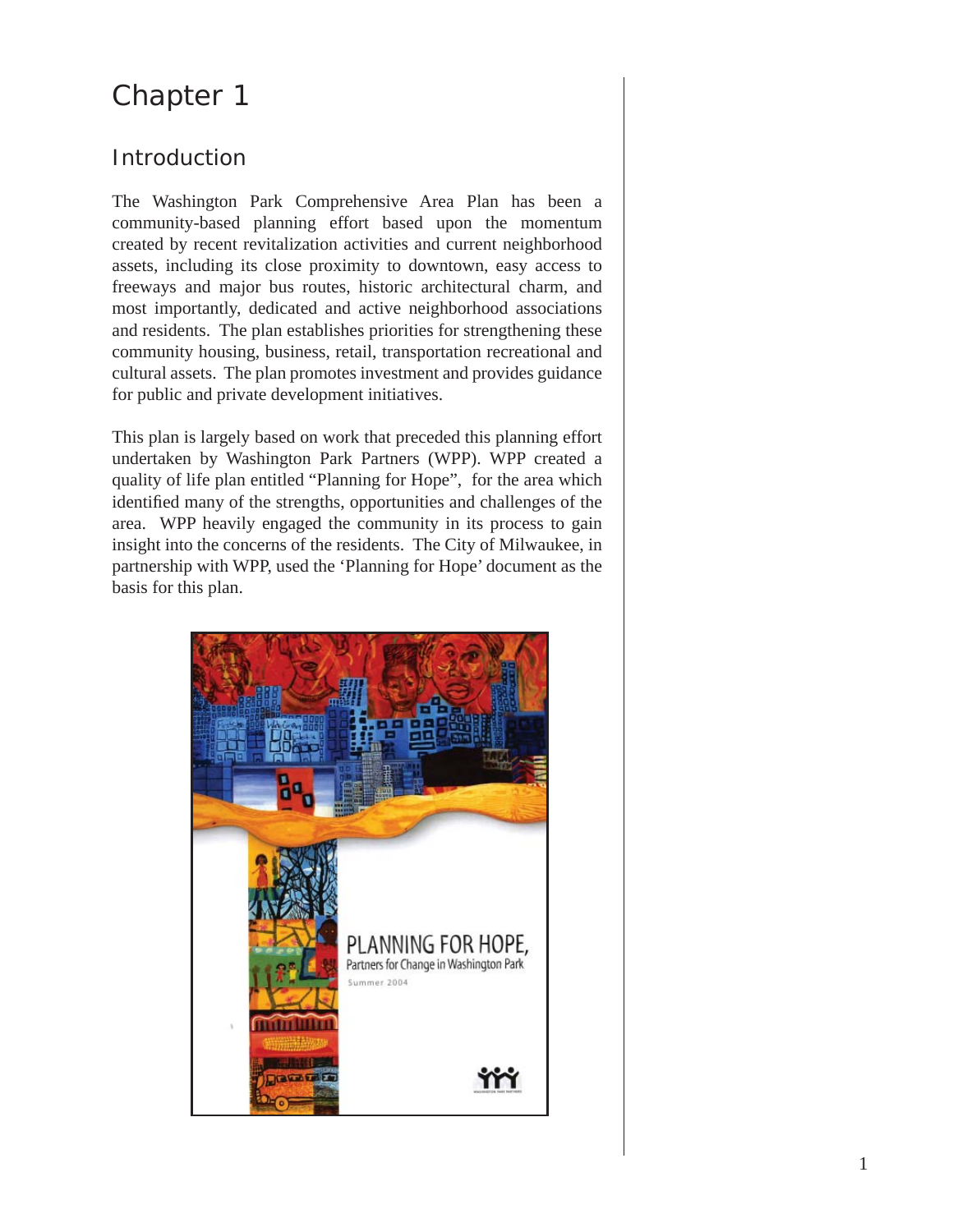# Chapter 1

## Introduction

The Washington Park Comprehensive Area Plan has been a community-based planning effort based upon the momentum created by recent revitalization activities and current neighborhood assets, including its close proximity to downtown, easy access to freeways and major bus routes, historic architectural charm, and most importantly, dedicated and active neighborhood associations and residents. The plan establishes priorities for strengthening these community housing, business, retail, transportation recreational and cultural assets. The plan promotes investment and provides guidance for public and private development initiatives.

This plan is largely based on work that preceded this planning effort undertaken by Washington Park Partners (WPP). WPP created a quality of life plan entitled "Planning for Hope", for the area which identified many of the strengths, opportunities and challenges of the area. WPP heavily engaged the community in its process to gain insight into the concerns of the residents. The City of Milwaukee, in partnership with WPP, used the 'Planning for Hope' document as the basis for this plan.

PLANNING FOR HOPE, Partners for Change in Washington Park

Summer 2004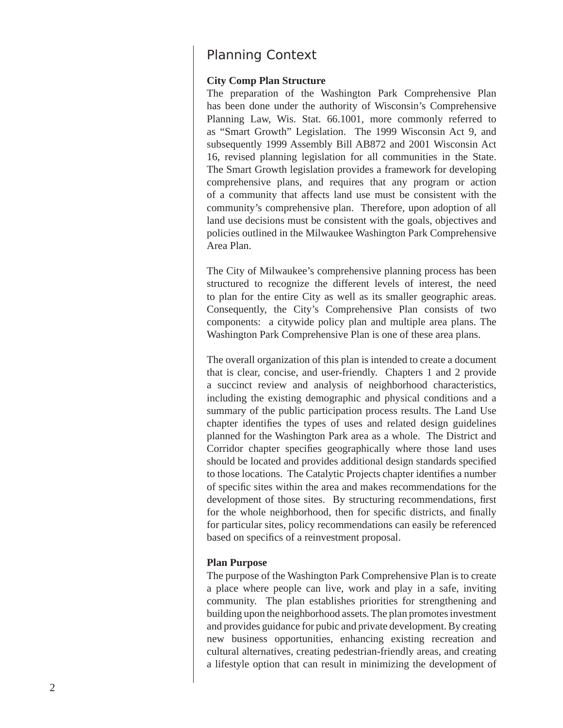## Planning Context

### City Comp Plan Structure

The preparation of the Washington Park Comprehensive Plan has been done under the authority of Wisconsin's Comprehensive Planning Law, Wis. Stat. 66.1001, more commonly referred to as "Smart Growth" Legislation. The 1999 Wisconsin Act 9, and subsequently 1999 Assembly Bill AB872 and 2001 Wisconsin Act 16, revised planning legislation for all communities in the State. The Smart Growth legislation provides a framework for developing comprehensive plans, and requires that any program or action of a community that affects land use must be consistent with the community's comprehensive plan. Therefore, upon adoption of all land use decisions must be consistent with the goals, objectives and policies outlined in the Milwaukee Washington Park Comprehensive Area Plan.

The City of Milwaukee's comprehensive planning process has been structured to recognize the different levels of interest, the need to plan for the entire City as well as its smaller geographic areas. Consequently, the City's Comprehensive Plan consists of two components: a citywide policy plan and multiple area plans. The Washington Park Comprehensive Plan is one of these area plans.

The overall organization of this plan is intended to create a document that is clear, concise, and user-friendly. Chapters 1 and 2 provide a succinct review and analysis of neighborhood characteristics, including the existing demographic and physical conditions and a summary of the public participation process results. The Land Use chapter identifies the types of uses and related design guidelines planned for the Washington Park area as a whole. The District and Corridor chapter specifies geographically where those land uses should be located and provides additional design standards specified to those locations. The Catalytic Projects chapter identifies a number of specific sites within the area and makes recommendations for the development of those sites. By structuring recommendations, first for the whole neighborhood, then for specific districts, and finally for particular sites, policy recommendations can easily be referenced based on specifics of a reinvestment proposal.

### Plan Purpose

The purpose of the Washington Park Comprehensive Plan is to create a place where people can live, work and play in a safe, inviting community. The plan establishes priorities for strengthening and building upon the neighborhood assets. The plan promotes investment and provides guidance for pubic and private development. By creating new business opportunities, enhancing existing recreation and cultural alternatives, creating pedestrian-friendly areas, and creating a lifestyle option that can result in minimizing the development of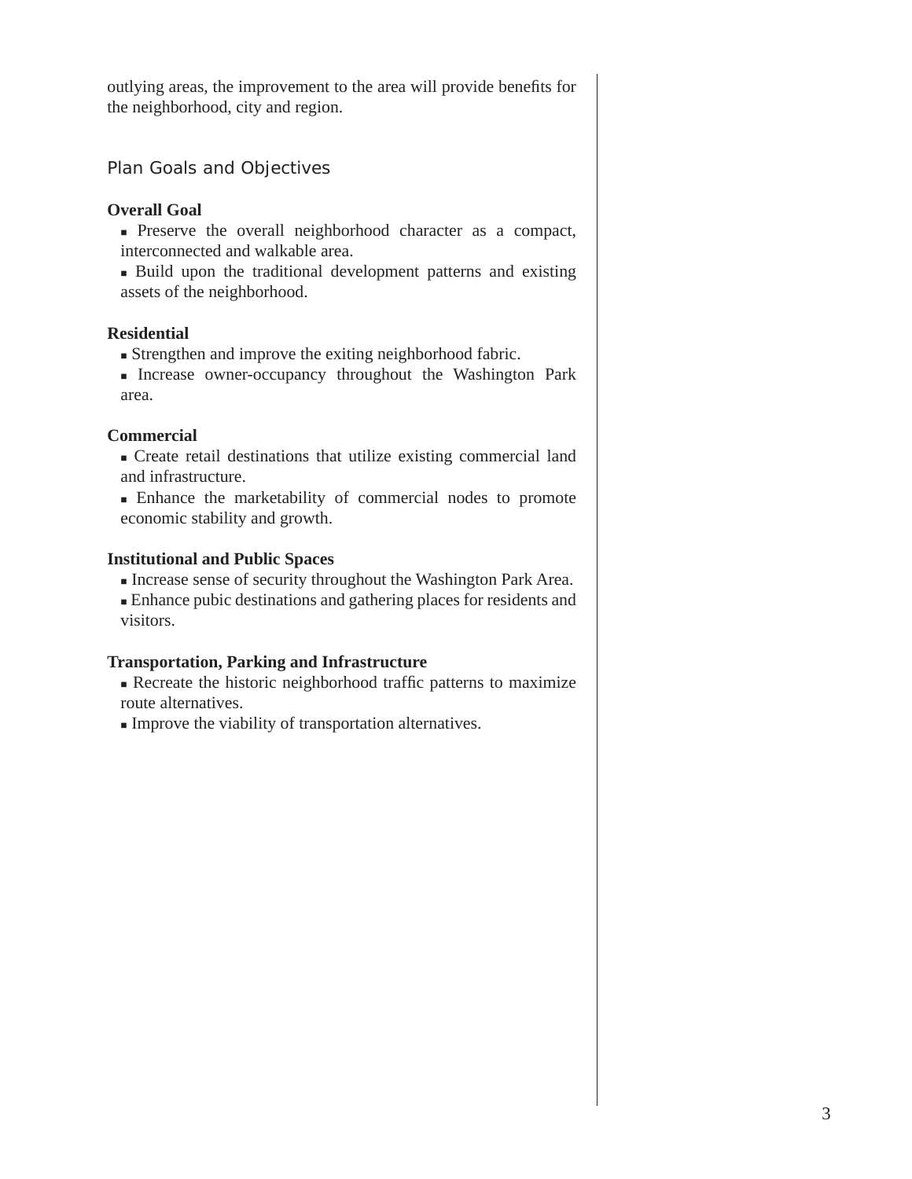outlying areas, the improvement to the area will provide benefits for the neighborhood, city and region.

## Plan Goals and Objectives

**Overall Goal**

- Preserve the overall neighborhood character as a compact, interconnected and walkable area.
- Build upon the traditional development patterns and existing assets of the neighborhood.

**Residential**

- Strengthen and improve the exiting neighborhood fabric.
- Increase owner-occupancy throughout the Washington Park area.

**Commercial**

- Create retail destinations that utilize existing commercial land and infrastructure.
- Enhance the marketability of commercial nodes to promote economic stability and growth.

**Institutional and Public Spaces**

- Increase sense of security throughout the Washington Park Area.
- Enhance pubic destinations and gathering places for residents and visitors.

**Transportation, Parking and Infrastructure**

- Recreate the historic neighborhood traffic patterns to maximize route alternatives.
- Improve the viability of transportation alternatives.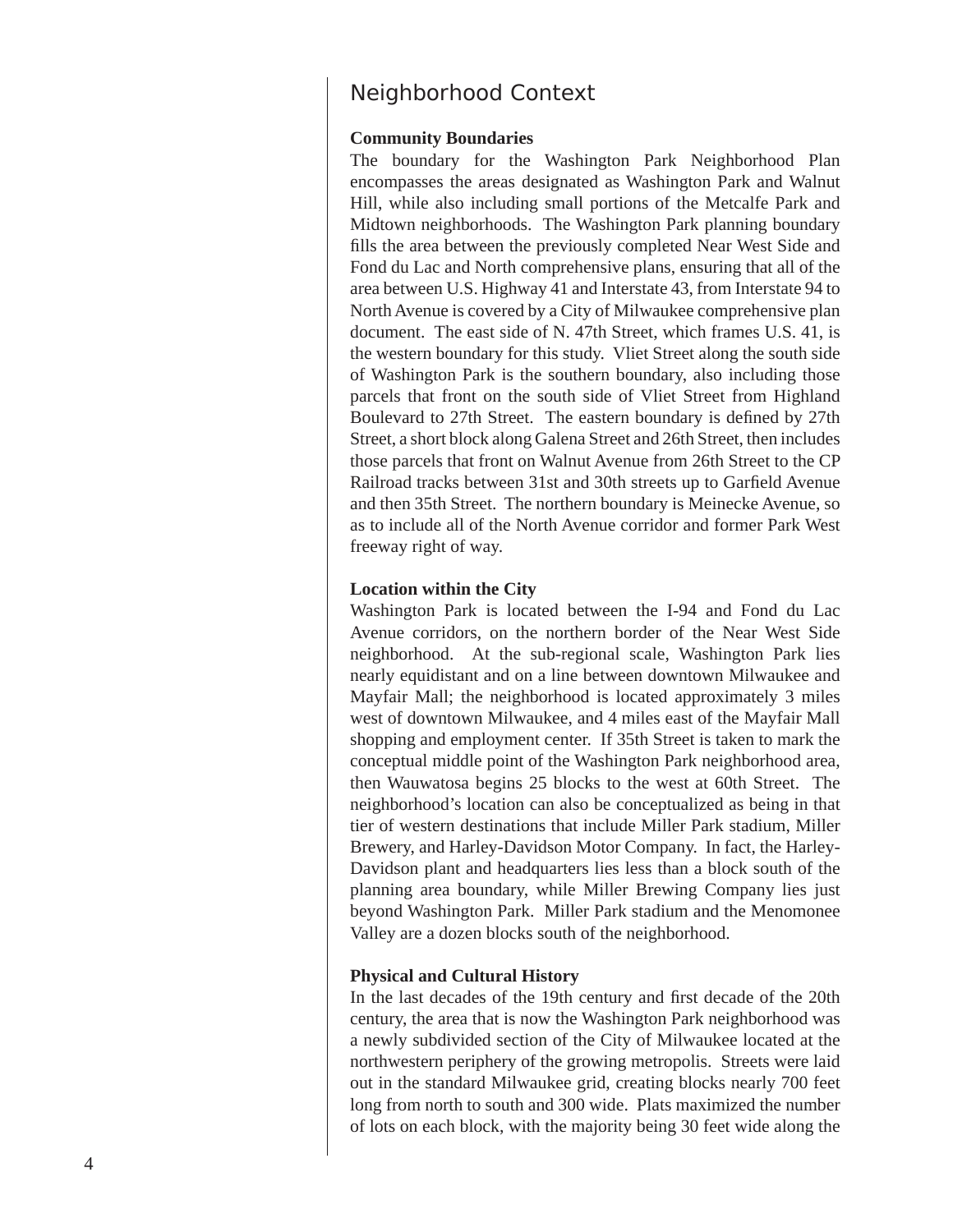## Neighborhood Context

**Community Boundaries**

The boundary for the Washington Park Neighborhood Plan encompasses the areas designated as Washington Park and Walnut Hill, while also including small portions of the Metcalfe Park and Midtown neighborhoods. The Washington Park planning boundary fills the area between the previously completed Near West Side and Fond du Lac and North comprehensive plans, ensuring that all of the area between U.S. Highway 41 and Interstate 43, from Interstate 94 to North Avenue is covered by a City of Milwaukee comprehensive plan document. The east side of N. 47th Street, which frames U.S. 41, is the western boundary for this study. Vliet Street along the south side of Washington Park is the southern boundary, also including those parcels that front on the south side of Vliet Street from Highland Boulevard to 27th Street. The eastern boundary is defined by 27th Street, a short block along Galena Street and 26th Street, then includes those parcels that front on Walnut Avenue from 26th Street to the CP Railroad tracks between 31st and 30th streets up to Garfield Avenue and then 35th Street. The northern boundary is Meinecke Avenue, so as to include all of the North Avenue corridor and former Park West freeway right of way.

**Location within the City**

Washington Park is located between the I-94 and Fond du Lac Avenue corridors, on the northern border of the Near West Side neighborhood. At the sub-regional scale, Washington Park lies nearly equidistant and on a line between downtown Milwaukee and Mayfair Mall; the neighborhood is located approximately 3 miles west of downtown Milwaukee, and 4 miles east of the Mayfair Mall shopping and employment center. If 35th Street is taken to mark the conceptual middle point of the Washington Park neighborhood area, then Wauwatosa begins 25 blocks to the west at 60th Street. The neighborhood's location can also be conceptualized as being in that tier of western destinations that include Miller Park stadium, Miller Brewery, and Harley-Davidson Motor Company. In fact, the Harley-Davidson plant and headquarters lies less than a block south of the planning area boundary, while Miller Brewing Company lies just beyond Washington Park. Miller Park stadium and the Menomonee Valley are a dozen blocks south of the neighborhood.

**Physical and Cultural History**

In the last decades of the 19th century and first decade of the 20th century, the area that is now the Washington Park neighborhood was a newly subdivided section of the City of Milwaukee located at the northwestern periphery of the growing metropolis. Streets were laid out in the standard Milwaukee grid, creating blocks nearly 700 feet long from north to south and 300 wide. Plats maximized the number of lots on each block, with the majority being 30 feet wide along the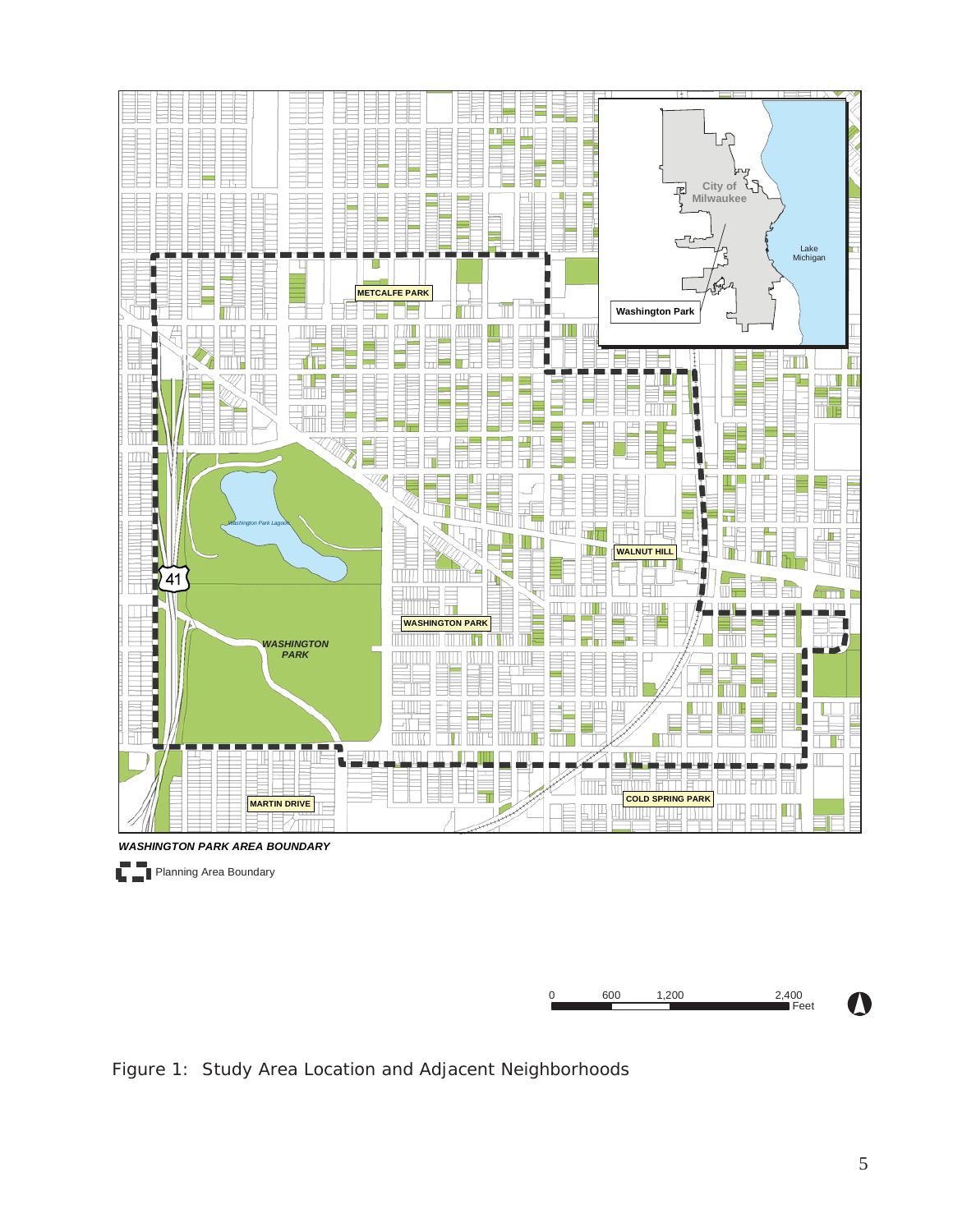*WASHINGTON PARK AREA BOUNDARY*

Planning Area Boundary

Figure 1: Study Area Location and Adjacent Neighborhoods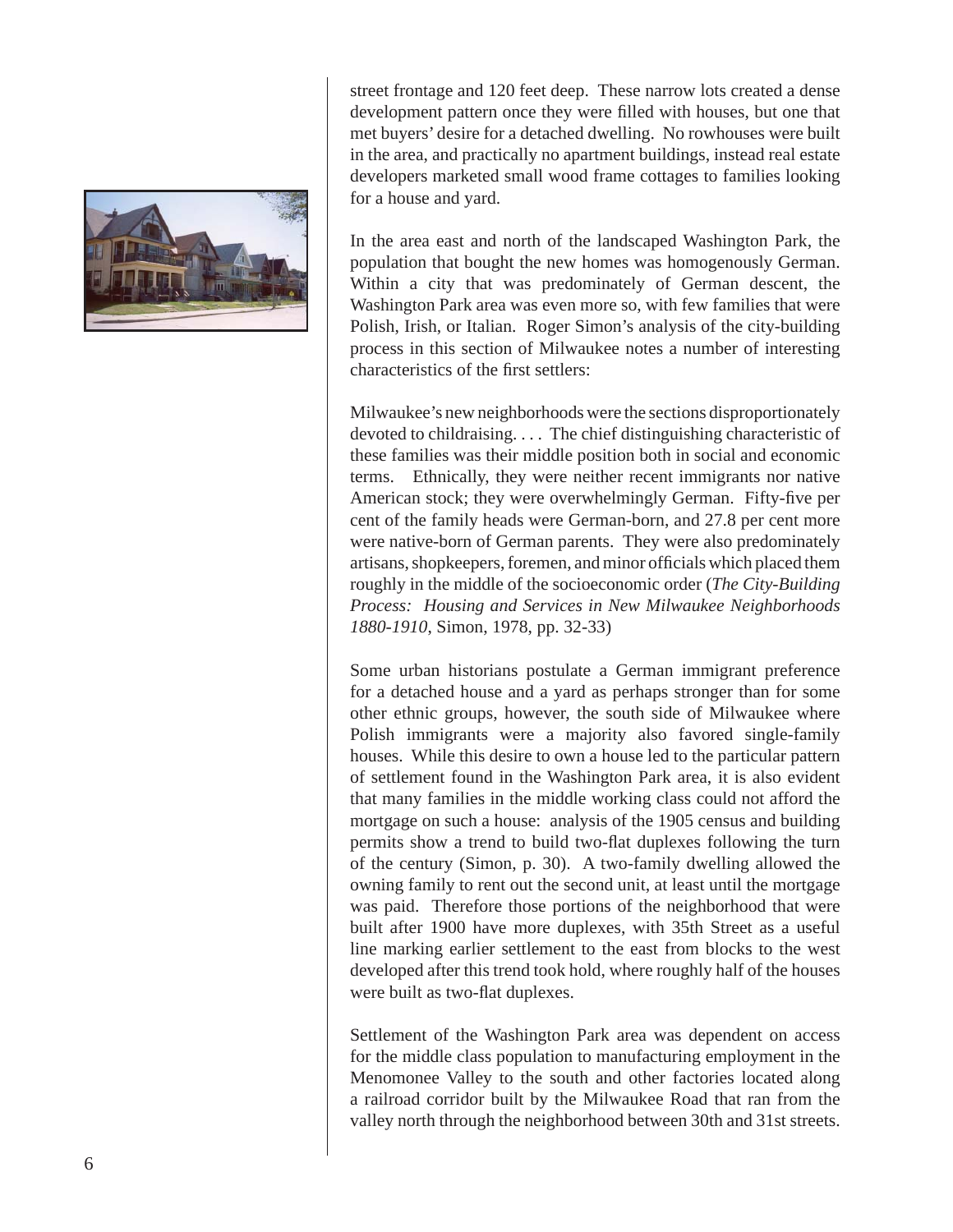street frontage and 120 feet deep. These narrow lots created a dense development pattern once they were filled with houses, but one that met buyers' desire for a detached dwelling. No rowhouses were built in the area, and practically no apartment buildings, instead real estate developers marketed small wood frame cottages to families looking for a house and yard.

In the area east and north of the landscaped Washington Park, the population that bought the new homes was homogenously German. Within a city that was predominately of German descent, the Washington Park area was even more so, with few families that were Polish, Irish, or Italian. Roger Simon's analysis of the city-building process in this section of Milwaukee notes a number of interesting characteristics of the first settlers:

Milwaukee's new neighborhoods were the sections disproportionately devoted to childraising. . . . The chief distinguishing characteristic of these families was their middle position both in social and economic terms. Ethnically, they were neither recent immigrants nor native American stock; they were overwhelmingly German. Fifty-five per cent of the family heads were German-born, and 27.8 per cent more were native-born of German parents. They were also predominately artisans, shopkeepers, foremen, and minor officials which placed them roughly in the middle of the socioeconomic order (*The City-Building Process: Housing and Services in New Milwaukee Neighborhoods 1880-1910*, Simon, 1978, pp. 32-33)

Some urban historians postulate a German immigrant preference for a detached house and a yard as perhaps stronger than for some other ethnic groups, however, the south side of Milwaukee where Polish immigrants were a majority also favored single-family houses. While this desire to own a house led to the particular pattern of settlement found in the Washington Park area, it is also evident that many families in the middle working class could not afford the mortgage on such a house: analysis of the 1905 census and building permits show a trend to build two-flat duplexes following the turn of the century (Simon, p. 30). A two-family dwelling allowed the owning family to rent out the second unit, at least until the mortgage was paid. Therefore those portions of the neighborhood that were built after 1900 have more duplexes, with 35th Street as a useful line marking earlier settlement to the east from blocks to the west developed after this trend took hold, where roughly half of the houses were built as two-flat duplexes.

Settlement of the Washington Park area was dependent on access for the middle class population to manufacturing employment in the Menomonee Valley to the south and other factories located along a railroad corridor built by the Milwaukee Road that ran from the valley north through the neighborhood between 30th and 31st streets.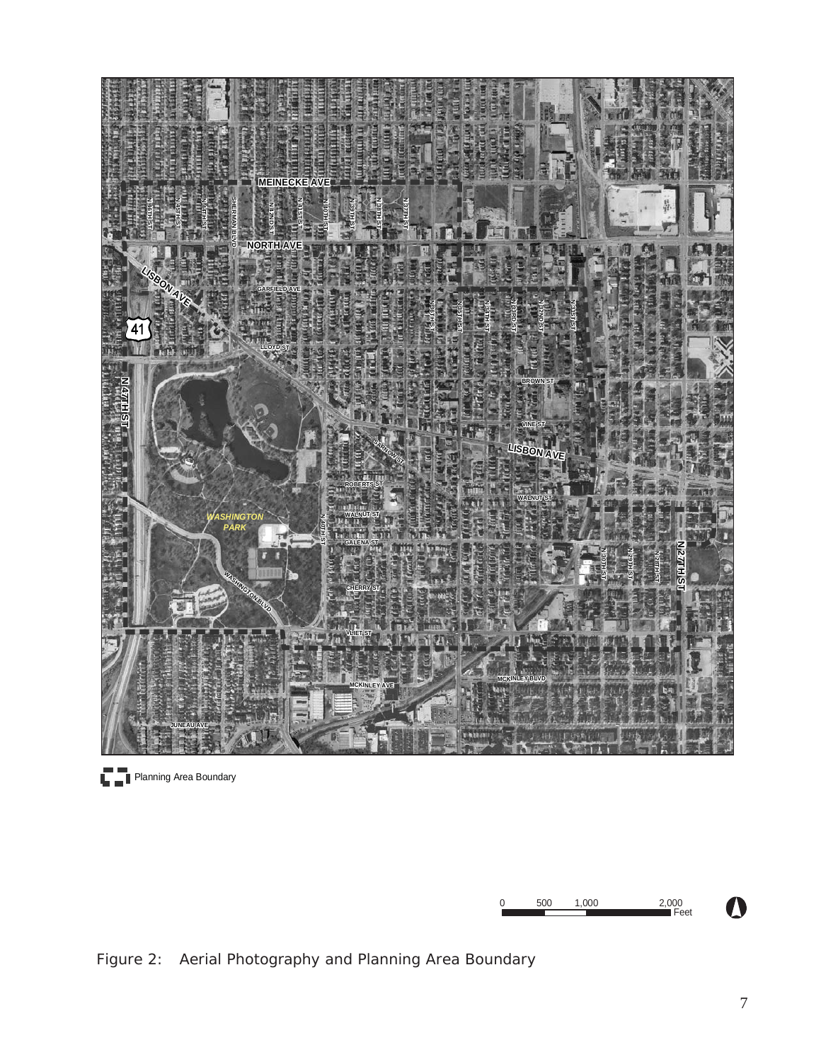Planning Area Boundary

Figure 2: Aerial Photography and Planning Area Boundary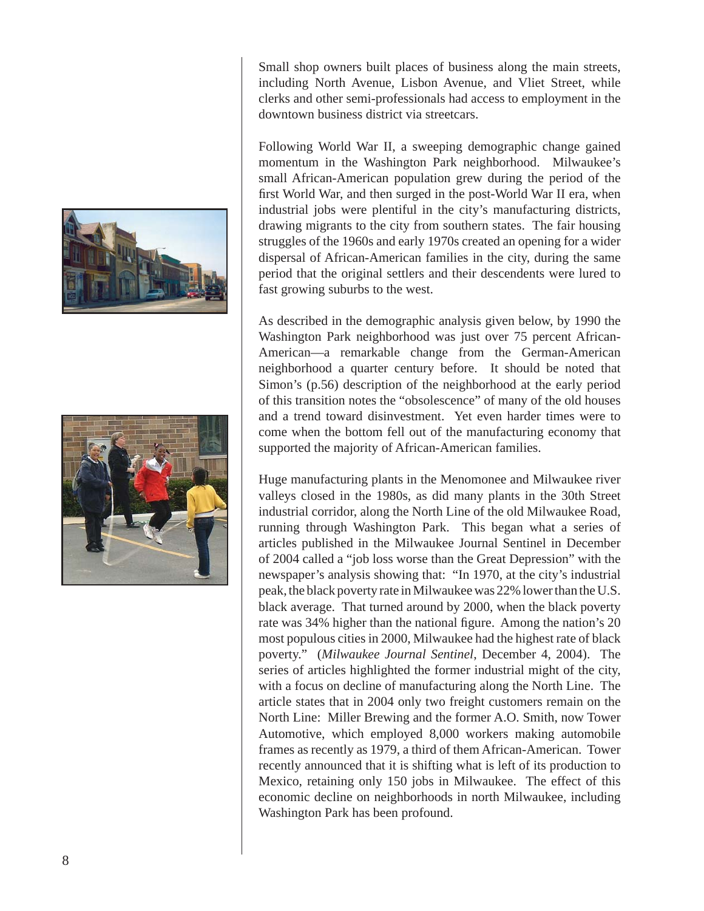Small shop owners built places of business along the main streets, including North Avenue, Lisbon Avenue, and Vliet Street, while clerks and other semi-professionals had access to employment in the downtown business district via streetcars.

Following World War II, a sweeping demographic change gained momentum in the Washington Park neighborhood. Milwaukee's small African-American population grew during the period of the first World War, and then surged in the post-World War II era, when industrial jobs were plentiful in the city's manufacturing districts, drawing migrants to the city from southern states. The fair housing struggles of the 1960s and early 1970s created an opening for a wider dispersal of African-American families in the city, during the same period that the original settlers and their descendents were lured to fast growing suburbs to the west.

As described in the demographic analysis given below, by 1990 the Washington Park neighborhood was just over 75 percent African-American—a remarkable change from the German-American neighborhood a quarter century before. It should be noted that Simon's (p.56) description of the neighborhood at the early period of this transition notes the "obsolescence" of many of the old houses and a trend toward disinvestment. Yet even harder times were to come when the bottom fell out of the manufacturing economy that supported the majority of African-American families.

Huge manufacturing plants in the Menomonee and Milwaukee river valleys closed in the 1980s, as did many plants in the 30th Street industrial corridor, along the North Line of the old Milwaukee Road, running through Washington Park. This began what a series of articles published in the Milwaukee Journal Sentinel in December of 2004 called a "job loss worse than the Great Depression" with the newspaper's analysis showing that: "In 1970, at the city's industrial peak, the black poverty rate in Milwaukee was 22% lower than the U.S. black average. That turned around by 2000, when the black poverty rate was 34% higher than the national figure. Among the nation's 20 most populous cities in 2000, Milwaukee had the highest rate of black poverty." (*Milwaukee Journal Sentinel*, December 4, 2004). The series of articles highlighted the former industrial might of the city, with a focus on decline of manufacturing along the North Line. The article states that in 2004 only two freight customers remain on the North Line: Miller Brewing and the former A.O. Smith, now Tower Automotive, which employed 8,000 workers making automobile frames as recently as 1979, a third of them African-American. Tower recently announced that it is shifting what is left of its production to Mexico, retaining only 150 jobs in Milwaukee. The effect of this economic decline on neighborhoods in north Milwaukee, including Washington Park has been profound.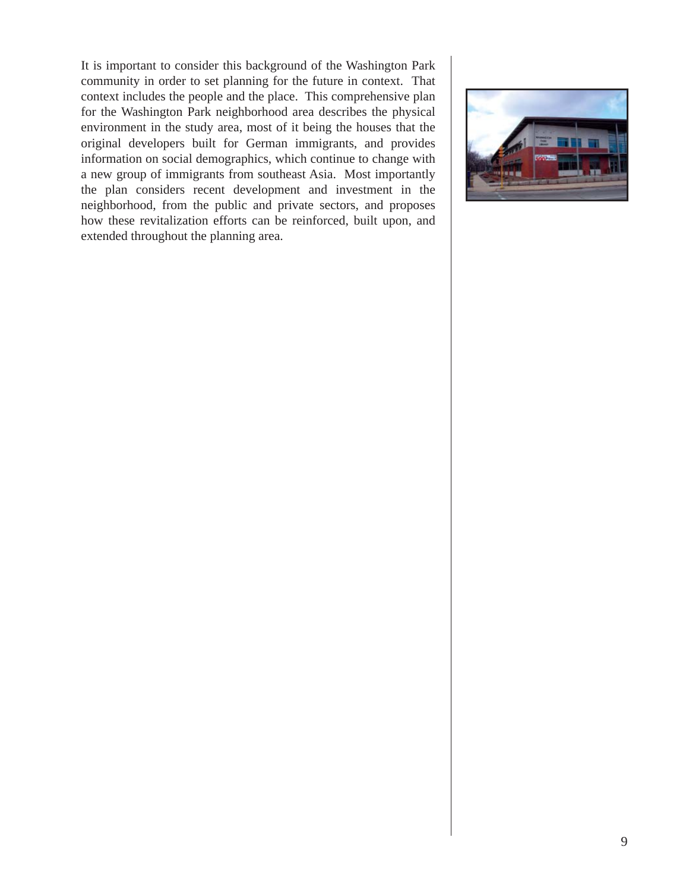It is important to consider this background of the Washington Park community in order to set planning for the future in context. That context includes the people and the place. This comprehensive plan for the Washington Park neighborhood area describes the physical environment in the study area, most of it being the houses that the original developers built for German immigrants, and provides information on social demographics, which continue to change with a new group of immigrants from southeast Asia. Most importantly the plan considers recent development and investment in the neighborhood, from the public and private sectors, and proposes how these revitalization efforts can be reinforced, built upon, and extended throughout the planning area.